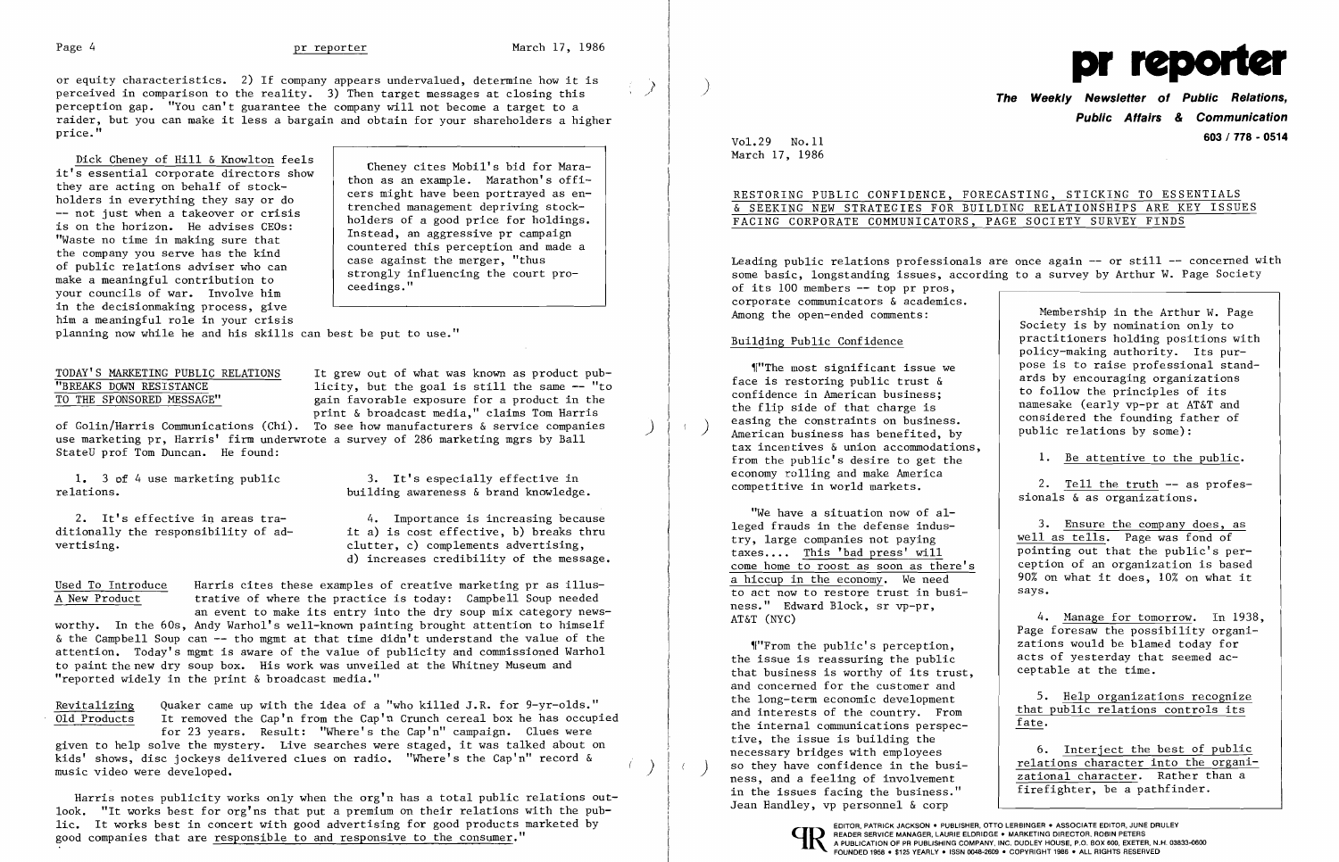or equity characteristics. 2) If company appears undervalued, determine how it is perceived in comparison to the reality. 3) Then target messages at closing this perception gap. "You can't guarantee the company will not become a target to a raider, but you can make it less a bargain and obtain for your shareholders a higher price."

Dick Cheney of Hill & Knowlton feels it's essential corporate directors show they are acting on behalf of stockholders in everything they say or do -- not just when a takeover or crisis is on the horizon. He advises CEOs: "Waste no time in making sure that the company you serve has the kind of public relations adviser who can make a meaningful contribution to your councils of war. Involve him in the decisionmaking process, give him a meaningful role in your crisis planning now while he and his skills can best be put to use."

> Cheney cites Mobil's bid for Marathon as an example. Marathon's officers might have been portrayed as entrenched management depriving stockholders of a good price for holdings. Instead, an aggressive pr campaign countered this perception and made a case against the merger, "thus strongly influencing the court proceedings."

## TODAY'S MARKETING PUBLIC RELATIONS "BREAKS DOWN RESISTANCE TO THE SPONSORED MESSAGE"

It grew out of what was known as product publicity, but the goal is still the same -- "to gain favorable exposure for a product in the print & broadcast media," claims Tom Harris of Golin/Harris Communications (Chi). To see how manufacturers & service companies use marketing pr, Harris' firm underwrote a survey of 286 marketing mgrs by Ball StateU prof Tom Duncan. He found:

1. 3 of 4 use marketing public relations.
2. It's effective in areas traditionally the responsibility of advertising.
3. It's especially effective in building awareness & brand knowledge.
4. Importance is increasing because it a) is cost effective, b) breaks thru clutter, c) complements advertising, d) increases credibility of the message.

Used To Introduce A New Product — Harris cites these examples of creative marketing pr as illustrative of where the practice is today: Campbell Soup needed an event to make its entry into the dry soup mix category newsworthy. In the 60s, Andy Warhol's well-known painting brought attention to himself & the Campbell Soup can -- tho mgmt at that time didn't understand the value of the attention. Today's mgmt is aware of the value of publicity and commissioned Warhol to paint the new dry soup box. His work was unveiled at the Whitney Museum and "reported widely in the print & broadcast media."

Revitalizing Old Products — Quaker came up with the idea of a "who killed J.R. for 9-yr-olds." It removed the Cap'n from the Cap'n Crunch cereal box he has occupied for 23 years. Result: "Where's the Cap'n" campaign. Clues were given to help solve the mystery. Live searches were staged, it was talked about on kids' shows, disc jockeys delivered clues on radio. "Where's the Cap'n" record & music video were developed.

Harris notes publicity works only when the org'n has a total public relations outlook. "It works best for org'ns that put a premium on their relations with the public. It works best in concert with good advertising for good products marketed by good companies that are responsible to and responsive to the consumer."

# pr reporter

**The Weekly Newsletter of Public Relations, Public Affairs & Communication**

**603 / 778 - 0514**

Vol.29 No.11
March 17, 1986

## RESTORING PUBLIC CONFIDENCE, FORECASTING, STICKING TO ESSENTIALS & SEEKING NEW STRATEGIES FOR BUILDING RELATIONSHIPS ARE KEY ISSUES FACING CORPORATE COMMUNICATORS, PAGE SOCIETY SURVEY FINDS

Leading public relations professionals are once again -- or still -- concerned with some basic, longstanding issues, according to a survey by Arthur W. Page Society of its 100 members -- top pr pros, corporate communicators & academics. Among the open-ended comments:

### Building Public Confidence

¶"The most significant issue we face is restoring public trust & confidence in American business; the flip side of that charge is easing the constraints on business. American business has benefited, by tax incentives & union accommodations, from the public's desire to get the economy rolling and make America competitive in world markets.

"We have a situation now of alleged frauds in the defense industry, large companies not paying taxes.... This 'bad press' will come home to roost as soon as there's a hiccup in the economy. We need to act now to restore trust in business." Edward Block, sr vp-pr, AT&T (NYC)

¶"From the public's perception, the issue is reassuring the public that business is worthy of its trust, and concerned for the customer and the long-term economic development and interests of the country. From the internal communications perspective, the issue is building the necessary bridges with employees so they have confidence in the business, and a feeling of involvement in the issues facing the business." Jean Handley, vp personnel & corp

> Membership in the Arthur W. Page Society is by nomination only to practitioners holding positions with policy-making authority. Its purpose is to raise professional standards by encouraging organizations to follow the principles of its namesake (early vp-pr at AT&T and considered the founding father of public relations by some):
>
> 1. Be attentive to the public.
> 2. Tell the truth -- as professionals & as organizations.
> 3. Ensure the company does, as well as tells. Page was fond of pointing out that the public's perception of an organization is based 90% on what it does, 10% on what it says.
> 4. Manage for tomorrow. In 1938, Page foresaw the possibility organizations would be blamed today for acts of yesterday that seemed acceptable at the time.
> 5. Help organizations recognize that public relations controls its fate.
> 6. Interject the best of public relations character into the organizational character. Rather than a firefighter, be a pathfinder.

EDITOR, PATRICK JACKSON • PUBLISHER, OTTO LERBINGER • ASSOCIATE EDITOR, JUNE DRULEY
READER SERVICE MANAGER, LAURIE ELDRIDGE • MARKETING DIRECTOR, ROBIN PETERS
A PUBLICATION OF PR PUBLISHING COMPANY, INC. DUDLEY HOUSE, P.O. BOX 600, EXETER, N.H. 03833-0600
FOUNDED 1958 • $125 YEARLY • ISSN 0048-2609 • COPYRIGHT 1986 • ALL RIGHTS RESERVED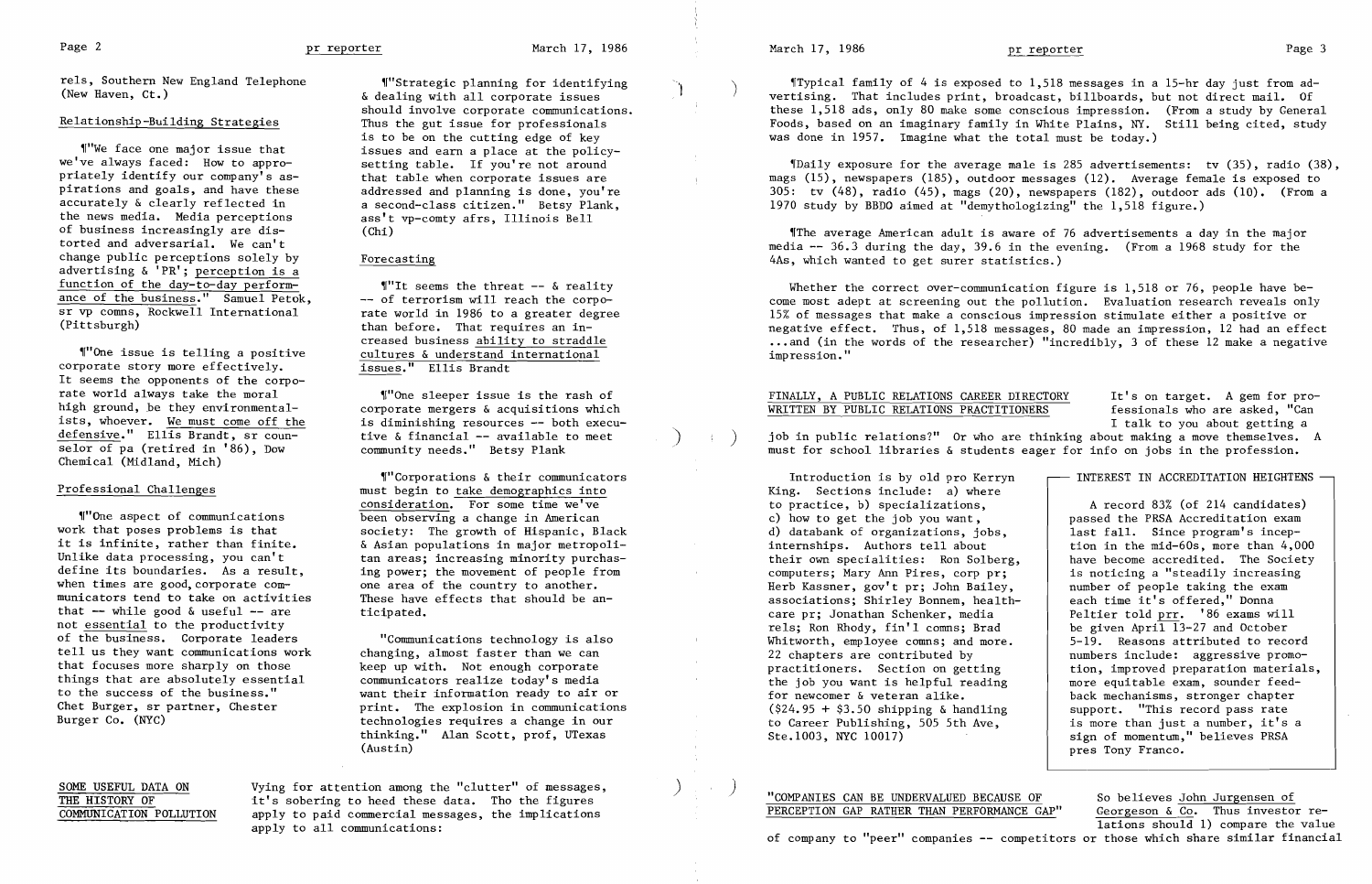rels, Southern New England Telephone (New Haven, Ct.)

### Relationship-Building Strategies

¶"We face one major issue that we've always faced: How to appropriately identify our company's aspirations and goals, and have these accurately & clearly reflected in the news media. Media perceptions of business increasingly are distorted and adversarial. We can't change public perceptions solely by advertising & 'PR'; perception is a function of the day-to-day performance of the business." Samuel Petok, sr vp comns, Rockwell International (Pittsburgh)

¶"One issue is telling a positive corporate story more effectively. It seems the opponents of the corporate world always take the moral high ground, be they environmentalists, whoever. We must come off the defensive." Ellis Brandt, sr counselor of pa (retired in '86), Dow Chemical (Midland, Mich)

### Professional Challenges

¶"One aspect of communications work that poses problems is that it is infinite, rather than finite. Unlike data processing, you can't define its boundaries. As a result, when times are good, corporate communicators tend to take on activities that -- while good & useful -- are not essential to the productivity of the business. Corporate leaders tell us they want communications work that focuses more sharply on those things that are absolutely essential to the success of the business." Chet Burger, sr partner, Chester Burger Co. (NYC)

¶"Strategic planning for identifying & dealing with all corporate issues should involve corporate communications. Thus the gut issue for professionals is to be on the cutting edge of key issues and earn a place at the policy-setting table. If you're not around that table when corporate issues are addressed and planning is done, you're a second-class citizen." Betsy Plank, ass't vp-comty afrs, Illinois Bell (Chi)

### Forecasting

¶"It seems the threat -- & reality -- of terrorism will reach the corporate world in 1986 to a greater degree than before. That requires an increased business ability to straddle cultures & understand international issues." Ellis Brandt

¶"One sleeper issue is the rash of corporate mergers & acquisitions which is diminishing resources -- both executive & financial -- available to meet community needs." Betsy Plank

¶"Corporations & their communicators must begin to take demographics into consideration. For some time we've been observing a change in American society: The growth of Hispanic, Black & Asian populations in major metropolitan areas; increasing minority purchasing power; the movement of people from one area of the country to another. These have effects that should be anticipated.

"Communications technology is also changing, almost faster than we can keep up with. Not enough corporate communicators realize today's media want their information ready to air or print. The explosion in communications technologies requires a change in our thinking." Alan Scott, prof, UTexas (Austin)

## SOME USEFUL DATA ON THE HISTORY OF COMMUNICATION POLLUTION

Vying for attention among the "clutter" of messages, it's sobering to heed these data. Tho the figures apply to paid commercial messages, the implications apply to all communications:

¶Typical family of 4 is exposed to 1,518 messages in a 15-hr day just from advertising. That includes print, broadcast, billboards, but not direct mail. Of these 1,518 ads, only 80 make some conscious impression. (From a study by General Foods, based on an imaginary family in White Plains, NY. Still being cited, study was done in 1957. Imagine what the total must be today.)

¶Daily exposure for the average male is 285 advertisements: tv (35), radio (38), mags (15), newspapers (185), outdoor messages (12). Average female is exposed to 305: tv (48), radio (45), mags (20), newspapers (182), outdoor ads (10). (From a 1970 study by BBDO aimed at "demythologizing" the 1,518 figure.)

¶The average American adult is aware of 76 advertisements a day in the major media -- 36.3 during the day, 39.6 in the evening. (From a 1968 study for the 4As, which wanted to get surer statistics.)

Whether the correct over-communication figure is 1,518 or 76, people have become most adept at screening out the pollution. Evaluation research reveals only 15% of messages that make a conscious impression stimulate either a positive or negative effect. Thus, of 1,518 messages, 80 made an impression, 12 had an effect ...and (in the words of the researcher) "incredibly, 3 of these 12 make a negative impression."

## FINALLY, A PUBLIC RELATIONS CAREER DIRECTORY WRITTEN BY PUBLIC RELATIONS PRACTITIONERS

It's on target. A gem for professionals who are asked, "Can I talk to you about getting a job in public relations?" Or who are thinking about making a move themselves. A must for school libraries & students eager for info on jobs in the profession.

Introduction is by old pro Kerryn King. Sections include: a) where to practice, b) specializations, c) how to get the job you want, d) databank of organizations, jobs, internships. Authors tell about their own specialities: Ron Solberg, computers; Mary Ann Pires, corp pr; Herb Kassner, gov't pr; John Bailey, associations; Shirley Bonnem, health-care pr; Jonathan Schenker, media rels; Ron Rhody, fin'l comns; Brad Whitworth, employee comns; and more. 22 chapters are contributed by practitioners. Section on getting the job you want is helpful reading for newcomer & veteran alike. ($24.95 + $3.50 shipping & handling to Career Publishing, 505 5th Ave, Ste.1003, NYC 10017)

### INTEREST IN ACCREDITATION HEIGHTENS

A record 83% (of 214 candidates) passed the PRSA Accreditation exam last fall. Since program's inception in the mid-60s, more than 4,000 have become accredited. The Society is noticing a "steadily increasing number of people taking the exam each time it's offered," Donna Peltier told prr. '86 exams will be given April 13-27 and October 5-19. Reasons attributed to record numbers include: aggressive promotion, improved preparation materials, more equitable exam, sounder feedback mechanisms, stronger chapter support. "This record pass rate is more than just a number, it's a sign of momentum," believes PRSA pres Tony Franco.

## "COMPANIES CAN BE UNDERVALUED BECAUSE OF PERCEPTION GAP RATHER THAN PERFORMANCE GAP"

So believes John Jurgensen of Georgeson & Co. Thus investor relations should 1) compare the value of company to "peer" companies -- competitors or those which share similar financial